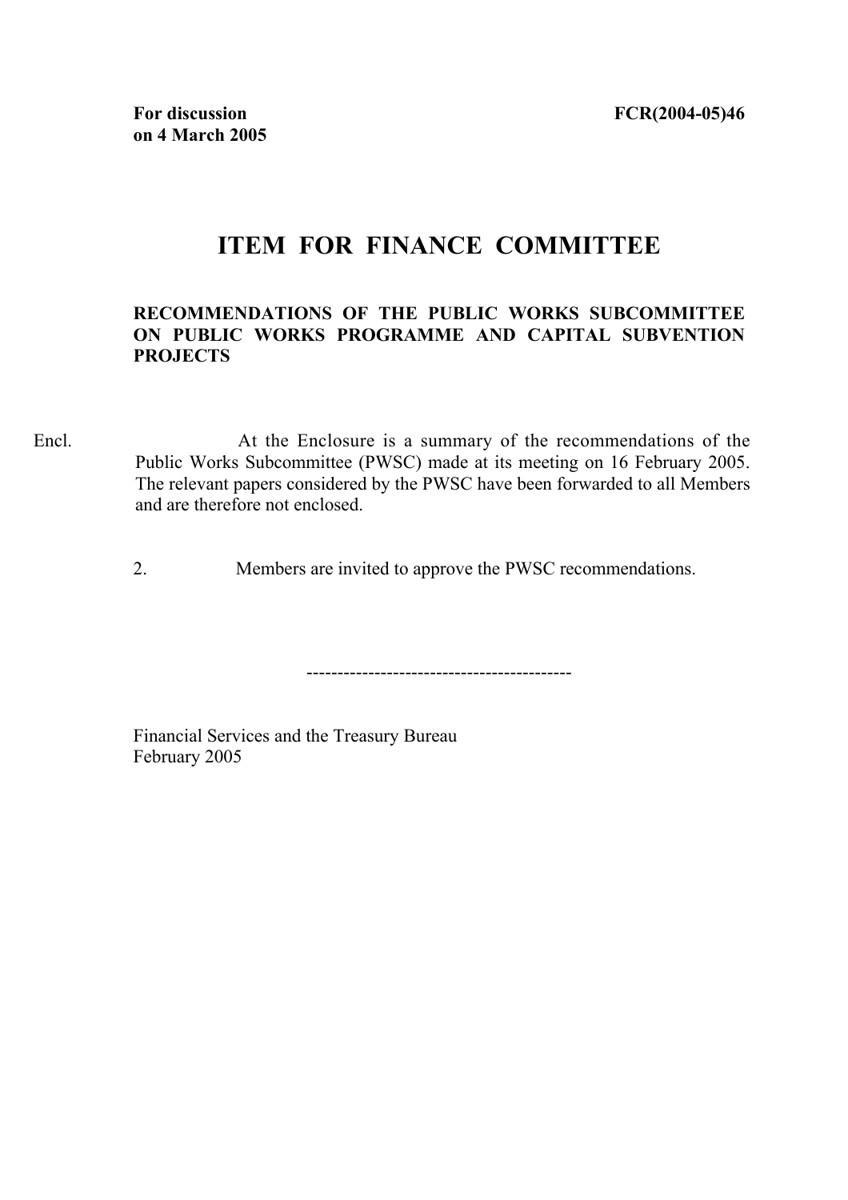**For discussion on 4 March 2005**

**FCR(2004-05)46**

# ITEM FOR FINANCE COMMITTEE

## RECOMMENDATIONS OF THE PUBLIC WORKS SUBCOMMITTEE ON PUBLIC WORKS PROGRAMME AND CAPITAL SUBVENTION PROJECTS

Encl.

At the Enclosure is a summary of the recommendations of the Public Works Subcommittee (PWSC) made at its meeting on 16 February 2005. The relevant papers considered by the PWSC have been forwarded to all Members and are therefore not enclosed.

2. Members are invited to approve the PWSC recommendations.

-------------------------------------------

Financial Services and the Treasury Bureau
February 2005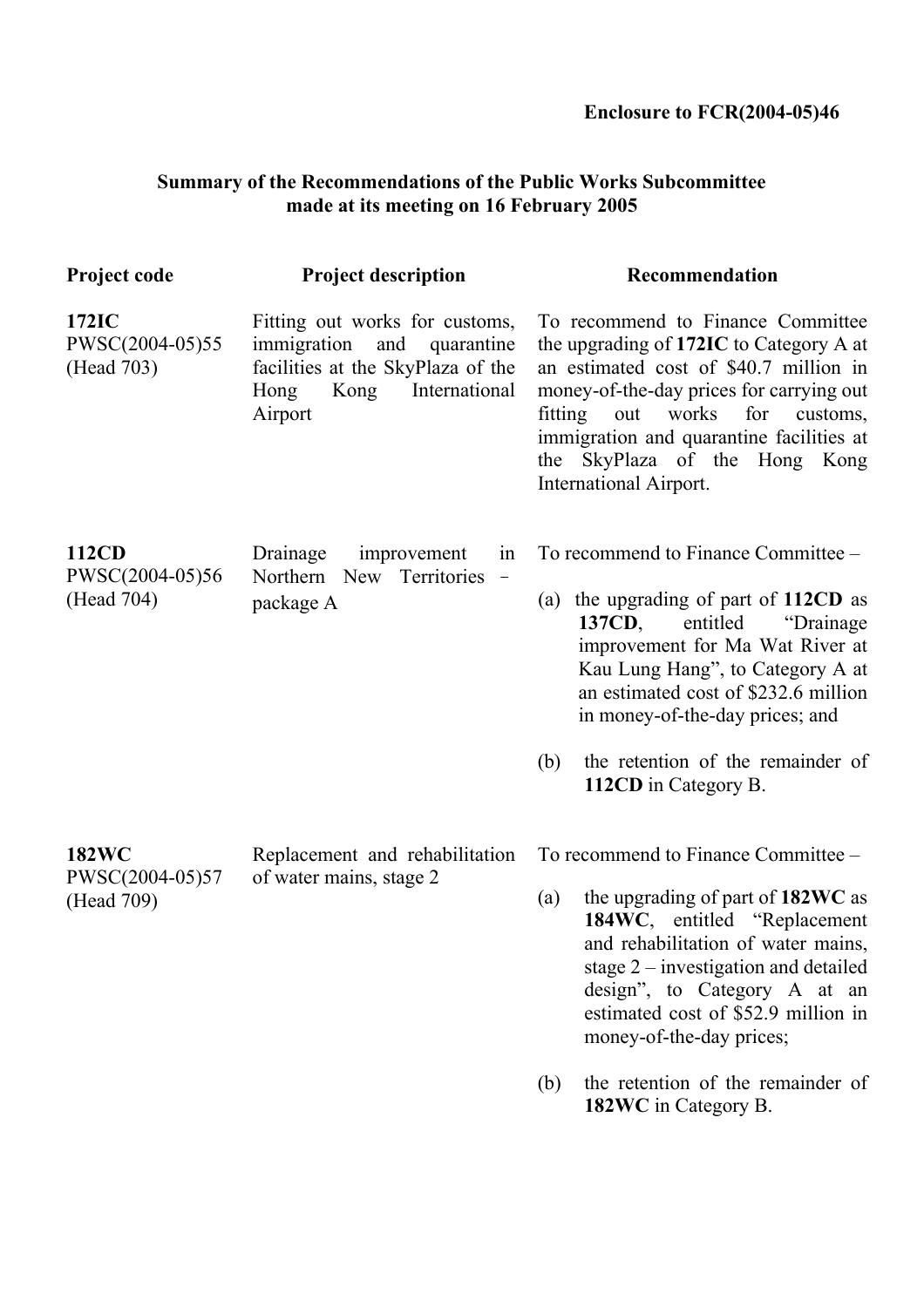**Enclosure to FCR(2004-05)46**

**Summary of the Recommendations of the Public Works Subcommittee made at its meeting on 16 February 2005**

| Project code | Project description | Recommendation |
|---|---|---|
| **172IC**<br>PWSC(2004-05)55<br>(Head 703) | Fitting out works for customs, immigration and quarantine facilities at the SkyPlaza of the Hong Kong International Airport | To recommend to Finance Committee the upgrading of **172IC** to Category A at an estimated cost of $40.7 million in money-of-the-day prices for carrying out fitting out works for customs, immigration and quarantine facilities at the SkyPlaza of the Hong Kong International Airport. |
| **112CD**<br>PWSC(2004-05)56<br>(Head 704) | Drainage improvement in Northern New Territories – package A | To recommend to Finance Committee –<br>(a) the upgrading of part of **112CD** as **137CD**, entitled "Drainage improvement for Ma Wat River at Kau Lung Hang", to Category A at an estimated cost of $232.6 million in money-of-the-day prices; and<br>(b) the retention of the remainder of **112CD** in Category B. |
| **182WC**<br>PWSC(2004-05)57<br>(Head 709) | Replacement and rehabilitation of water mains, stage 2 | To recommend to Finance Committee –<br>(a) the upgrading of part of **182WC** as **184WC**, entitled "Replacement and rehabilitation of water mains, stage 2 – investigation and detailed design", to Category A at an estimated cost of $52.9 million in money-of-the-day prices;<br>(b) the retention of the remainder of **182WC** in Category B. |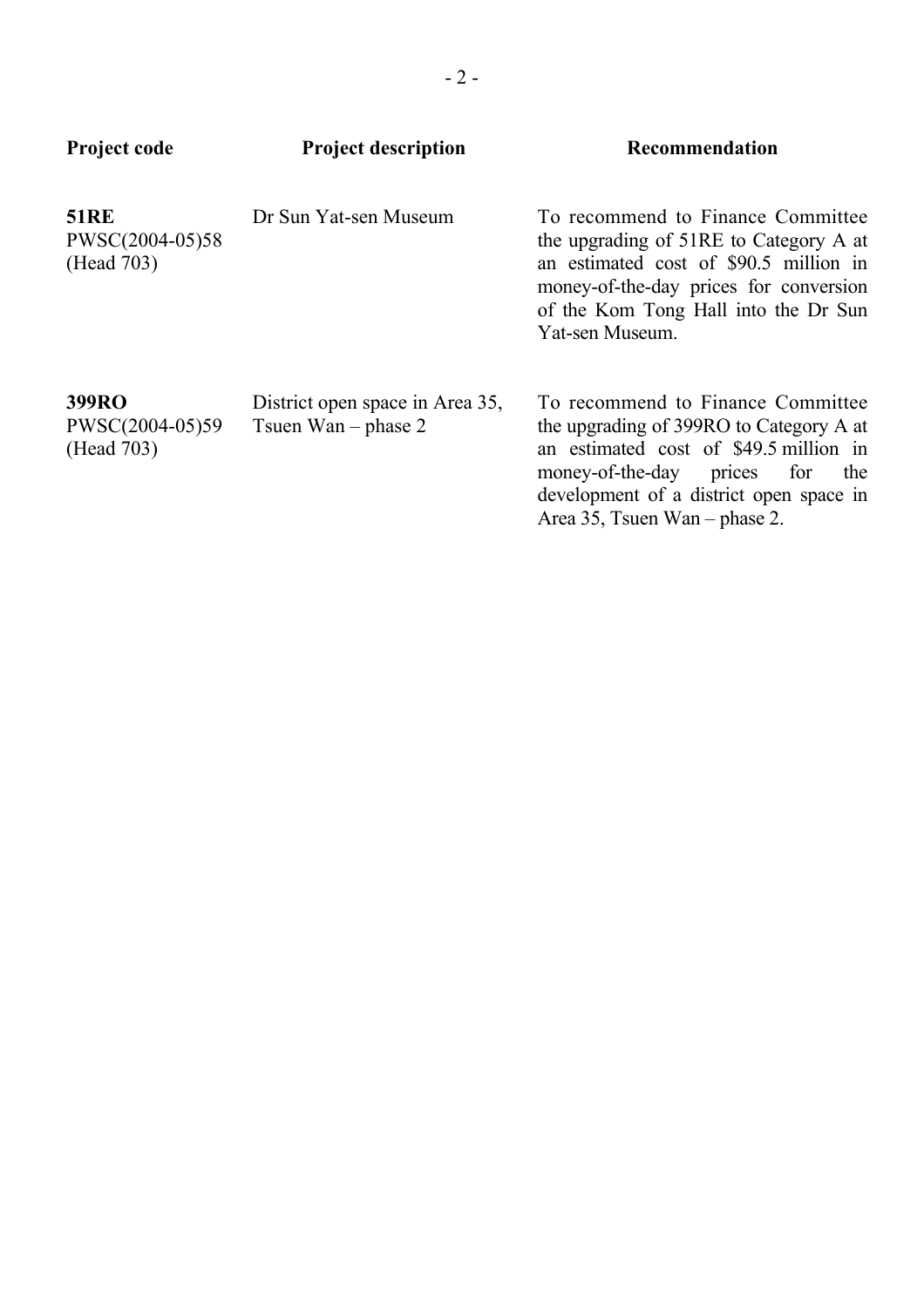| Project code | Project description | Recommendation |
|---|---|---|
| **51RE**<br>PWSC(2004-05)58<br>(Head 703) | Dr Sun Yat-sen Museum | To recommend to Finance Committee the upgrading of 51RE to Category A at an estimated cost of $90.5 million in money-of-the-day prices for conversion of the Kom Tong Hall into the Dr Sun Yat-sen Museum. |
| **399RO**<br>PWSC(2004-05)59<br>(Head 703) | District open space in Area 35, Tsuen Wan – phase 2 | To recommend to Finance Committee the upgrading of 399RO to Category A at an estimated cost of $49.5 million in money-of-the-day prices for the development of a district open space in Area 35, Tsuen Wan – phase 2. |